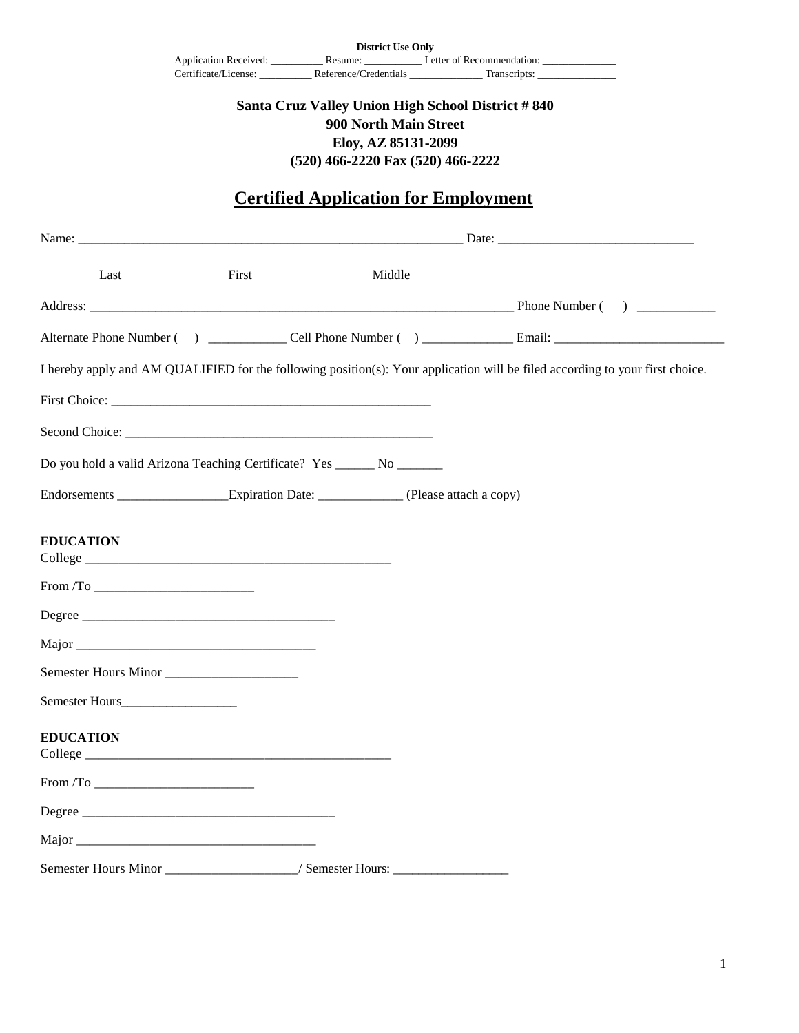**District Use Only**

Application Received: __________ Resume: ___________ Letter of Recommendation: ______________

Certificate/License: __________ Reference/Credentials ______________ Transcripts: _______________

**Santa Cruz Valley Union High School District # 840**
**900 North Main Street**
**Eloy, AZ 85131-2099**
**(520) 466-2220 Fax (520) 466-2222**

# Certified Application for Employment

Name: _____________________________________________________________ Date: ______________________________

Last First Middle

Address: ___________________________________________________________________ Phone Number ( ) ____________

Alternate Phone Number ( ) ____________ Cell Phone Number ( ) ______________ Email: __________________________

I hereby apply and AM QUALIFIED for the following position(s): Your application will be filed according to your first choice.

First Choice: __________________________________________________

Second Choice: ________________________________________________

Do you hold a valid Arizona Teaching Certificate? Yes ______ No _______

Endorsements _________________Expiration Date: _____________ (Please attach a copy)

**EDUCATION**

College ________________________________________________

From /To _________________________

Degree _______________________________________

Major _____________________________________

Semester Hours Minor ____________________

Semester Hours__________________

**EDUCATION**

College ________________________________________________

From /To _________________________

Degree _______________________________________

Major _____________________________________

Semester Hours Minor ____________________/ Semester Hours: __________________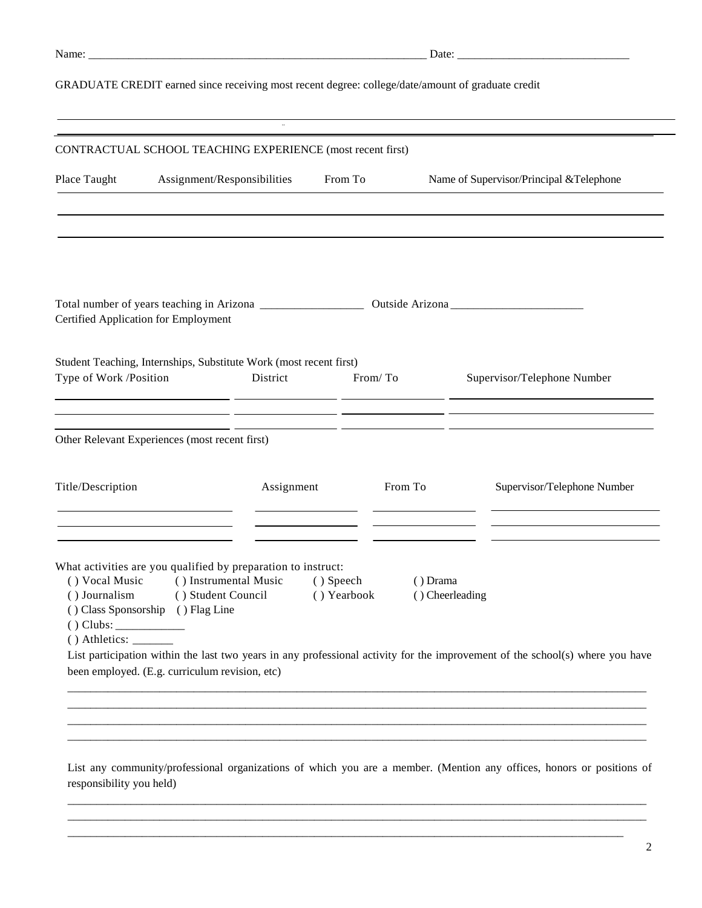Name: \_\_\_\_\_\_\_\_\_\_\_\_\_\_\_\_\_\_\_\_\_\_\_\_\_\_\_\_\_\_\_\_\_\_\_\_\_\_\_\_\_\_\_\_\_\_\_\_\_\_\_\_\_\_\_\_\_\_ Date: \_\_\_\_\_\_\_\_\_\_\_\_\_\_\_\_\_\_\_\_\_\_\_\_\_\_\_\_\_\_

GRADUATE CREDIT earned since receiving most recent degree: college/date/amount of graduate credit

\_\_\_\_\_\_\_\_\_\_\_\_\_\_\_\_\_\_\_\_\_\_\_\_\_\_\_\_\_\_\_\_\_\_\_\_\_\_\_\_\_\_\_\_\_\_\_\_\_\_\_\_\_\_\_\_\_\_\_\_\_\_\_\_\_\_\_\_\_\_\_\_\_\_\_\_\_\_\_\_\_\_\_\_\_\_\_\_\_\_\_\_\_\_\_\_\_\_

CONTRACTUAL SCHOOL TEACHING EXPERIENCE (most recent first)

| Place Taught | Assignment/Responsibilities | From To | Name of Supervisor/Principal &Telephone |
|---|---|---|---|
| | | | |
| | | | |

Total number of years teaching in Arizona \_\_\_\_\_\_\_\_\_\_\_\_\_\_\_\_\_\_ Outside Arizona \_\_\_\_\_\_\_\_\_\_\_\_\_\_\_\_\_\_\_\_\_\_\_

Certified Application for Employment

Student Teaching, Internships, Substitute Work (most recent first)

| Type of Work /Position | District | From/ To | Supervisor/Telephone Number |
|---|---|---|---|
| | | | |
| | | | |
| | | | |

Other Relevant Experiences (most recent first)

| Title/Description | Assignment | From To | Supervisor/Telephone Number |
|---|---|---|---|
| | | | |
| | | | |
| | | | |

What activities are you qualified by preparation to instruct:

( ) Vocal Music ( ) Instrumental Music ( ) Speech ( ) Drama
( ) Journalism ( ) Student Council ( ) Yearbook ( ) Cheerleading
( ) Class Sponsorship ( ) Flag Line
( ) Clubs: \_\_\_\_\_\_\_\_\_\_\_\_
( ) Athletics: \_\_\_\_\_\_\_

List participation within the last two years in any professional activity for the improvement of the school(s) where you have been employed. (E.g. curriculum revision, etc)

\_\_\_\_\_\_\_\_\_\_\_\_\_\_\_\_\_\_\_\_\_\_\_\_\_\_\_\_\_\_\_\_\_\_\_\_\_\_\_\_\_\_\_\_\_\_\_\_\_\_\_\_\_\_\_\_\_\_\_\_\_\_\_\_\_\_\_\_\_\_\_\_\_\_\_\_\_\_\_\_\_\_\_\_\_\_\_\_\_\_\_\_\_\_\_\_\_\_

\_\_\_\_\_\_\_\_\_\_\_\_\_\_\_\_\_\_\_\_\_\_\_\_\_\_\_\_\_\_\_\_\_\_\_\_\_\_\_\_\_\_\_\_\_\_\_\_\_\_\_\_\_\_\_\_\_\_\_\_\_\_\_\_\_\_\_\_\_\_\_\_\_\_\_\_\_\_\_\_\_\_\_\_\_\_\_\_\_\_\_\_\_\_\_\_\_\_

\_\_\_\_\_\_\_\_\_\_\_\_\_\_\_\_\_\_\_\_\_\_\_\_\_\_\_\_\_\_\_\_\_\_\_\_\_\_\_\_\_\_\_\_\_\_\_\_\_\_\_\_\_\_\_\_\_\_\_\_\_\_\_\_\_\_\_\_\_\_\_\_\_\_\_\_\_\_\_\_\_\_\_\_\_\_\_\_\_\_\_\_\_\_\_\_\_\_

\_\_\_\_\_\_\_\_\_\_\_\_\_\_\_\_\_\_\_\_\_\_\_\_\_\_\_\_\_\_\_\_\_\_\_\_\_\_\_\_\_\_\_\_\_\_\_\_\_\_\_\_\_\_\_\_\_\_\_\_\_\_\_\_\_\_\_\_\_\_\_\_\_\_\_\_\_\_\_\_\_\_\_\_\_\_\_\_\_\_\_\_\_\_\_\_\_\_

List any community/professional organizations of which you are a member. (Mention any offices, honors or positions of responsibility you held)

\_\_\_\_\_\_\_\_\_\_\_\_\_\_\_\_\_\_\_\_\_\_\_\_\_\_\_\_\_\_\_\_\_\_\_\_\_\_\_\_\_\_\_\_\_\_\_\_\_\_\_\_\_\_\_\_\_\_\_\_\_\_\_\_\_\_\_\_\_\_\_\_\_\_\_\_\_\_\_\_\_\_\_\_\_\_\_\_\_\_\_\_\_\_\_\_\_\_

\_\_\_\_\_\_\_\_\_\_\_\_\_\_\_\_\_\_\_\_\_\_\_\_\_\_\_\_\_\_\_\_\_\_\_\_\_\_\_\_\_\_\_\_\_\_\_\_\_\_\_\_\_\_\_\_\_\_\_\_\_\_\_\_\_\_\_\_\_\_\_\_\_\_\_\_\_\_\_\_\_\_\_\_\_\_\_\_\_\_\_\_\_\_\_\_\_\_

\_\_\_\_\_\_\_\_\_\_\_\_\_\_\_\_\_\_\_\_\_\_\_\_\_\_\_\_\_\_\_\_\_\_\_\_\_\_\_\_\_\_\_\_\_\_\_\_\_\_\_\_\_\_\_\_\_\_\_\_\_\_\_\_\_\_\_\_\_\_\_\_\_\_\_\_\_\_\_\_\_\_\_\_\_\_\_\_\_\_\_\_\_\_\_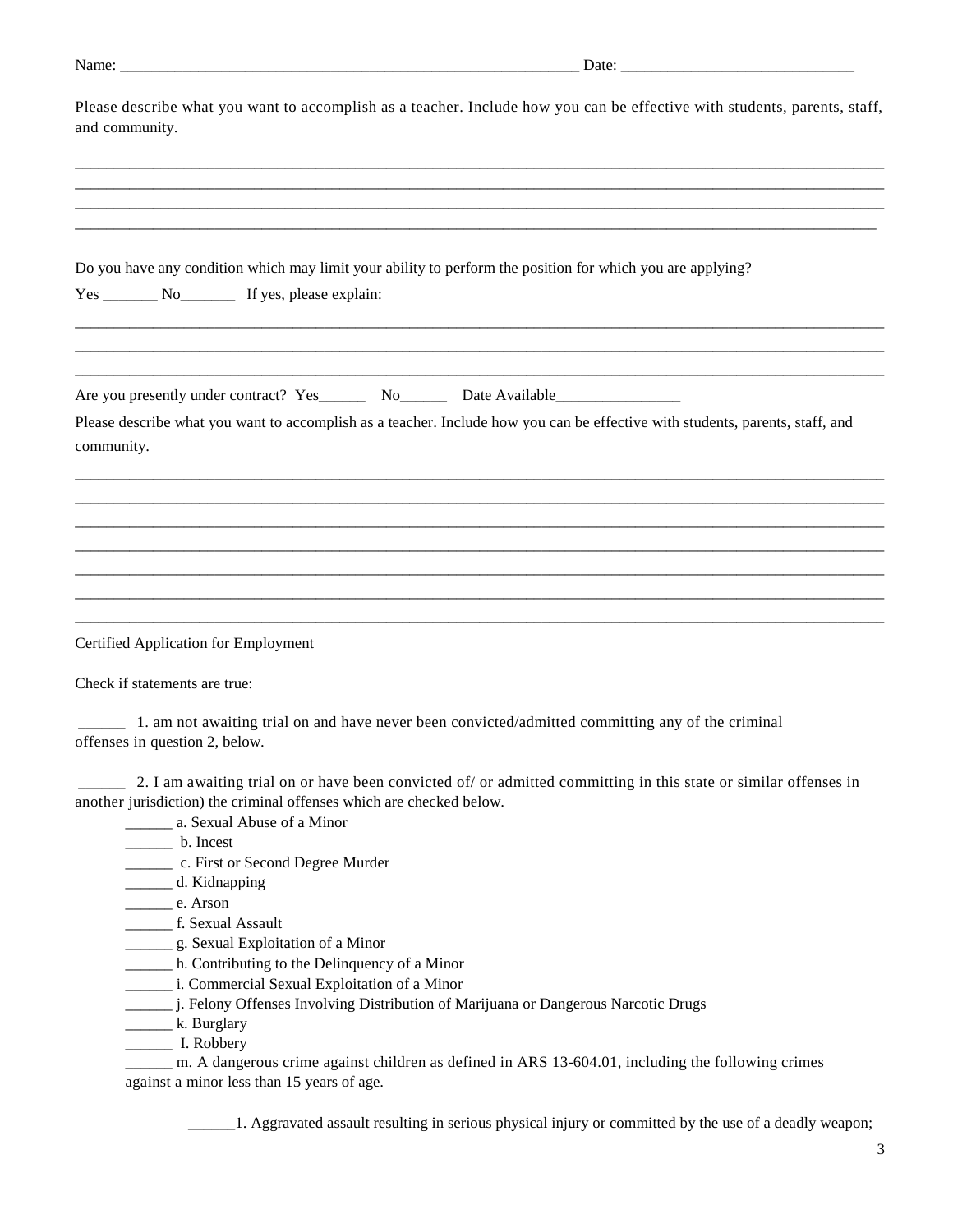Name: ___________________________________________________________ Date: ______________________________

Please describe what you want to accomplish as a teacher. Include how you can be effective with students, parents, staff, and community.

_____________________________________________________________________________________________________________
_____________________________________________________________________________________________________________
_____________________________________________________________________________________________________________
_____________________________________________________________________________________________________________

Do you have any condition which may limit your ability to perform the position for which you are applying?

Yes _______ No_______ If yes, please explain:

_____________________________________________________________________________________________________________
_____________________________________________________________________________________________________________
_____________________________________________________________________________________________________________

Are you presently under contract? Yes______ No______ Date Available________________

Please describe what you want to accomplish as a teacher. Include how you can be effective with students, parents, staff, and community.

_____________________________________________________________________________________________________________
_____________________________________________________________________________________________________________
_____________________________________________________________________________________________________________
_____________________________________________________________________________________________________________
_____________________________________________________________________________________________________________
_____________________________________________________________________________________________________________
_____________________________________________________________________________________________________________

Certified Application for Employment

Check if statements are true:

______ 1. am not awaiting trial on and have never been convicted/admitted committing any of the criminal offenses in question 2, below.

______ 2. I am awaiting trial on or have been convicted of/ or admitted committing in this state or similar offenses in another jurisdiction) the criminal offenses which are checked below.

- ______ a. Sexual Abuse of a Minor
- ______ b. Incest
- ______ c. First or Second Degree Murder
- ______ d. Kidnapping
- ______ e. Arson
- ______ f. Sexual Assault
- ______ g. Sexual Exploitation of a Minor
- ______ h. Contributing to the Delinquency of a Minor
- ______ i. Commercial Sexual Exploitation of a Minor
- ______ j. Felony Offenses Involving Distribution of Marijuana or Dangerous Narcotic Drugs
- ______ k. Burglary
- ______ I. Robbery
- ______ m. A dangerous crime against children as defined in ARS 13-604.01, including the following crimes against a minor less than 15 years of age.

    ______1. Aggravated assault resulting in serious physical injury or committed by the use of a deadly weapon;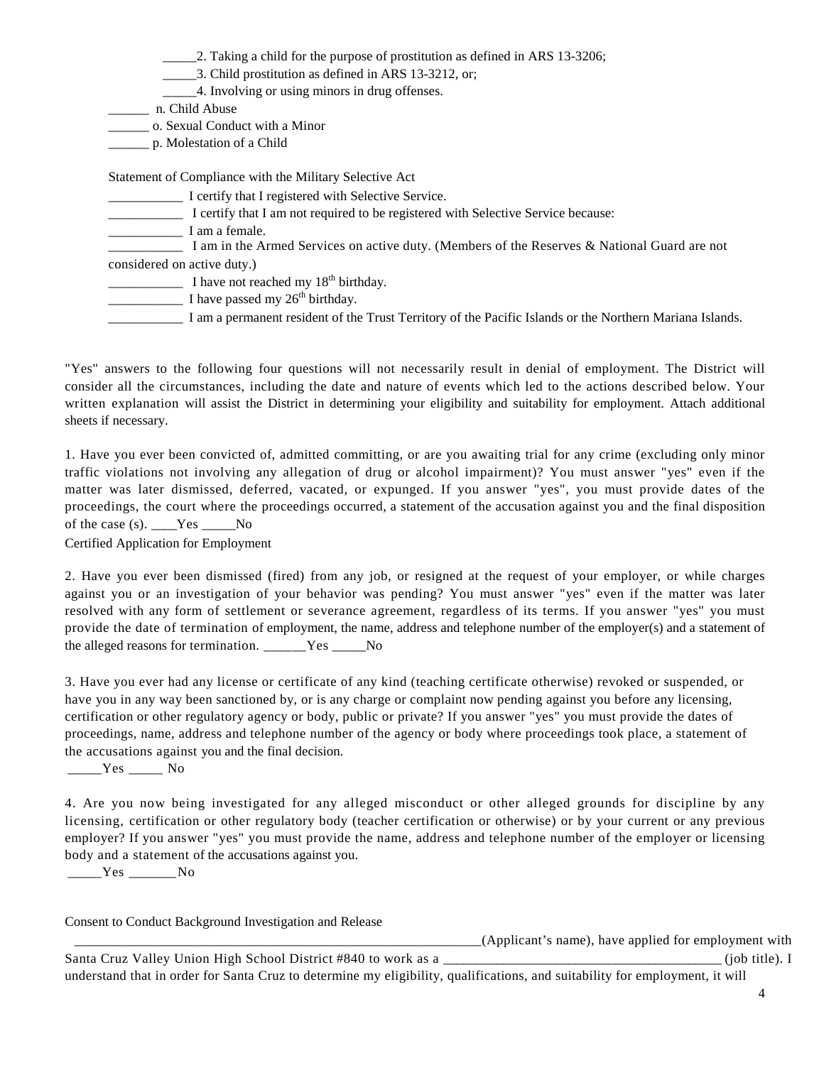_____2. Taking a child for the purpose of prostitution as defined in ARS 13-3206;

_____3. Child prostitution as defined in ARS 13-3212, or;

_____4. Involving or using minors in drug offenses.

______ n. Child Abuse

______ o. Sexual Conduct with a Minor

______ p. Molestation of a Child

Statement of Compliance with the Military Selective Act

___________ I certify that I registered with Selective Service.

___________ I certify that I am not required to be registered with Selective Service because:

___________ I am a female.

___________ I am in the Armed Services on active duty. (Members of the Reserves & National Guard are not considered on active duty.)

___________ I have not reached my 18th birthday.

___________ I have passed my 26th birthday.

___________ I am a permanent resident of the Trust Territory of the Pacific Islands or the Northern Mariana Islands.

"Yes" answers to the following four questions will not necessarily result in denial of employment. The District will consider all the circumstances, including the date and nature of events which led to the actions described below. Your written explanation will assist the District in determining your eligibility and suitability for employment. Attach additional sheets if necessary.

1. Have you ever been convicted of, admitted committing, or are you awaiting trial for any crime (excluding only minor traffic violations not involving any allegation of drug or alcohol impairment)? You must answer "yes" even if the matter was later dismissed, deferred, vacated, or expunged. If you answer "yes", you must provide dates of the proceedings, the court where the proceedings occurred, a statement of the accusation against you and the final disposition of the case (s). ____Yes _____No

Certified Application for Employment

2. Have you ever been dismissed (fired) from any job, or resigned at the request of your employer, or while charges against you or an investigation of your behavior was pending? You must answer "yes" even if the matter was later resolved with any form of settlement or severance agreement, regardless of its terms. If you answer "yes" you must provide the date of termination of employment, the name, address and telephone number of the employer(s) and a statement of the alleged reasons for termination. ______Yes _____No

3. Have you ever had any license or certificate of any kind (teaching certificate otherwise) revoked or suspended, or have you in any way been sanctioned by, or is any charge or complaint now pending against you before any licensing, certification or other regulatory agency or body, public or private? If you answer "yes" you must provide the dates of proceedings, name, address and telephone number of the agency or body where proceedings took place, a statement of the accusations against you and the final decision.

_____Yes _____ No

4. Are you now being investigated for any alleged misconduct or other alleged grounds for discipline by any licensing, certification or other regulatory body (teacher certification or otherwise) or by your current or any previous employer? If you answer "yes" you must provide the name, address and telephone number of the employer or licensing body and a statement of the accusations against you.

_____Yes _______No

Consent to Conduct Background Investigation and Release

_____________________________________________________________(Applicant's name), have applied for employment with Santa Cruz Valley Union High School District #840 to work as a ________________________________________ (job title). I understand that in order for Santa Cruz to determine my eligibility, qualifications, and suitability for employment, it will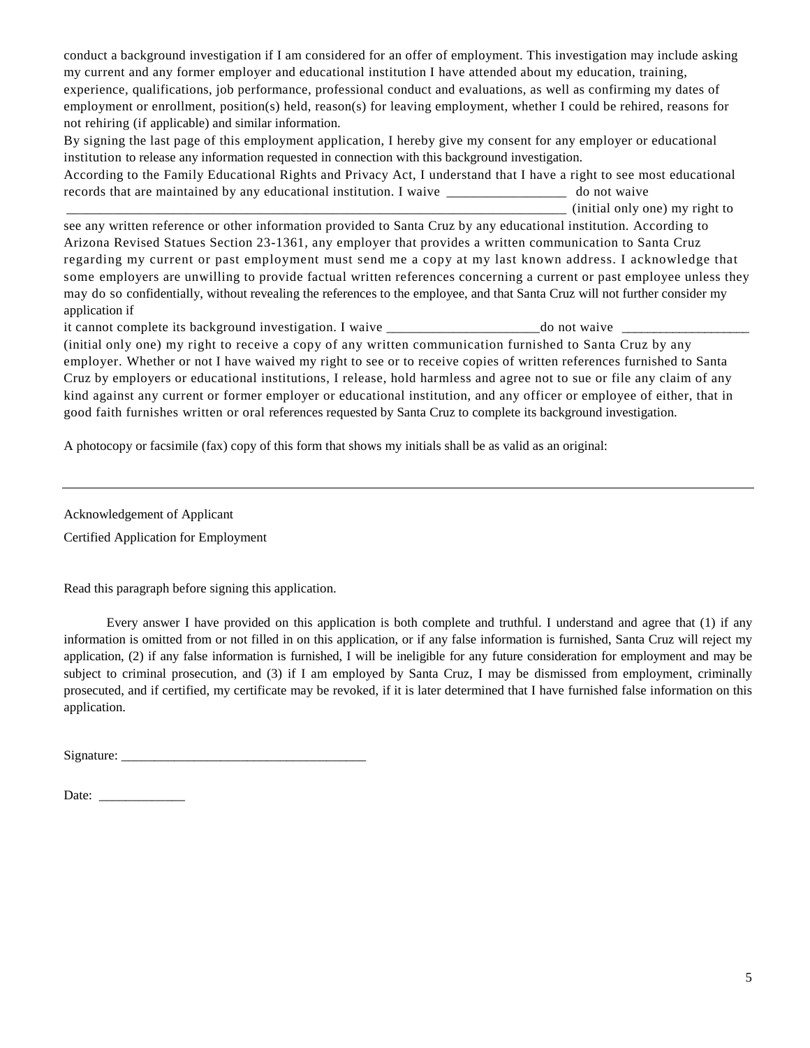conduct a background investigation if I am considered for an offer of employment. This investigation may include asking my current and any former employer and educational institution I have attended about my education, training, experience, qualifications, job performance, professional conduct and evaluations, as well as confirming my dates of employment or enrollment, position(s) held, reason(s) for leaving employment, whether I could be rehired, reasons for not rehiring (if applicable) and similar information.

By signing the last page of this employment application, I hereby give my consent for any employer or educational institution to release any information requested in connection with this background investigation.

According to the Family Educational Rights and Privacy Act, I understand that I have a right to see most educational records that are maintained by any educational institution. I waive _________________ do not waive ___________________________________________________________________________ (initial only one) my right to see any written reference or other information provided to Santa Cruz by any educational institution. According to Arizona Revised Statues Section 23-1361, any employer that provides a written communication to Santa Cruz regarding my current or past employment must send me a copy at my last known address. I acknowledge that some employers are unwilling to provide factual written references concerning a current or past employee unless they may do so confidentially, without revealing the references to the employee, and that Santa Cruz will not further consider my application if

it cannot complete its background investigation. I waive ______________________do not waive __________________ (initial only one) my right to receive a copy of any written communication furnished to Santa Cruz by any employer. Whether or not I have waived my right to see or to receive copies of written references furnished to Santa Cruz by employers or educational institutions, I release, hold harmless and agree not to sue or file any claim of any kind against any current or former employer or educational institution, and any officer or employee of either, that in good faith furnishes written or oral references requested by Santa Cruz to complete its background investigation.

A photocopy or facsimile (fax) copy of this form that shows my initials shall be as valid as an original:

---

Acknowledgement of Applicant

Certified Application for Employment

Read this paragraph before signing this application.

Every answer I have provided on this application is both complete and truthful. I understand and agree that (1) if any information is omitted from or not filled in on this application, or if any false information is furnished, Santa Cruz will reject my application, (2) if any false information is furnished, I will be ineligible for any future consideration for employment and may be subject to criminal prosecution, and (3) if I am employed by Santa Cruz, I may be dismissed from employment, criminally prosecuted, and if certified, my certificate may be revoked, if it is later determined that I have furnished false information on this application.

Signature: _____________________________________

Date: _____________